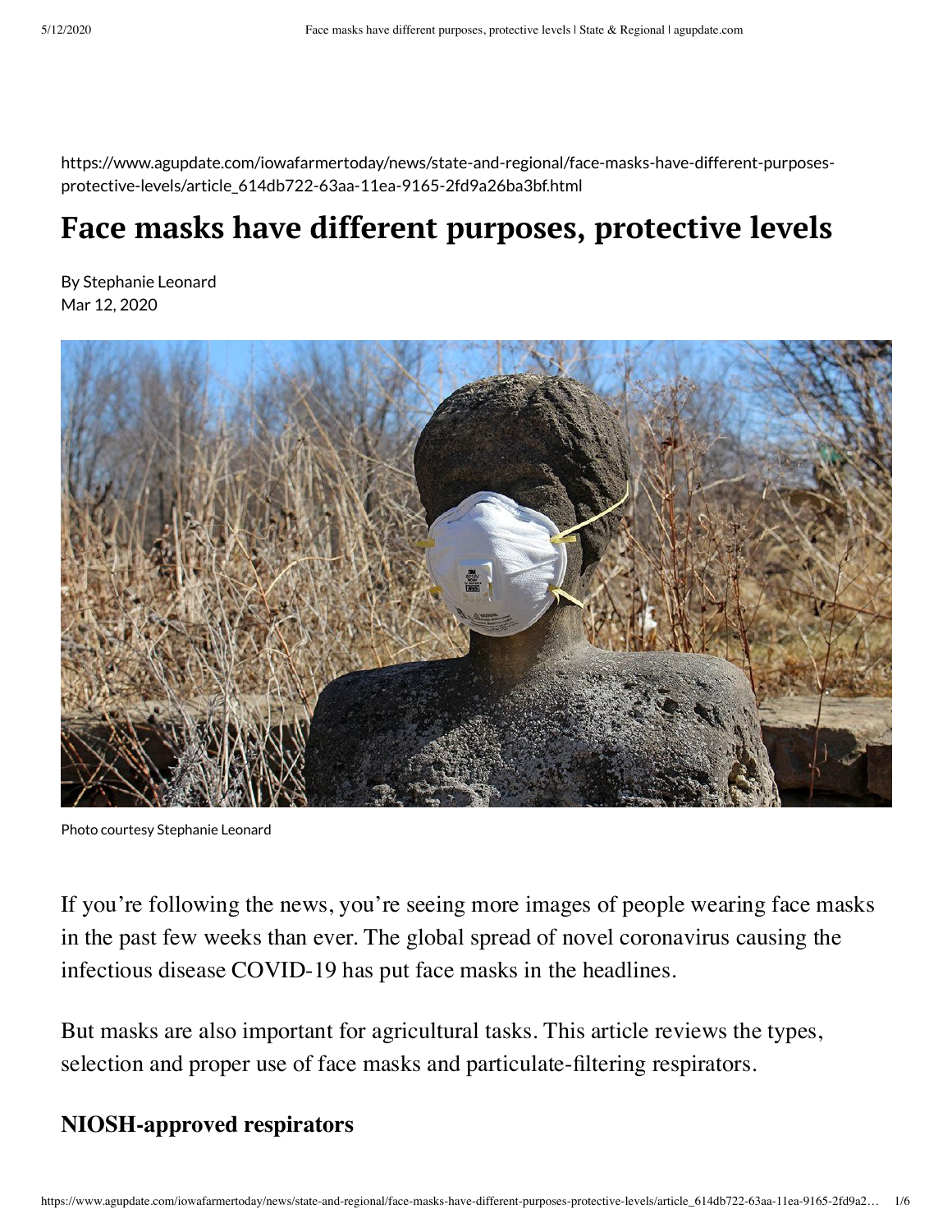https://www.agupdate.com/iowafarmertoday/news/state-and-regional/face-masks-have-different-purposes-protective-levels/article_614db722-63aa-11ea-9165-2fd9a26ba3bf.html

# Face masks have different purposes, protective levels

By Stephanie Leonard
Mar 12, 2020

Photo courtesy Stephanie Leonard

If you're following the news, you're seeing more images of people wearing face masks in the past few weeks than ever. The global spread of novel coronavirus causing the infectious disease COVID-19 has put face masks in the headlines.

But masks are also important for agricultural tasks. This article reviews the types, selection and proper use of face masks and particulate-filtering respirators.

## NIOSH-approved respirators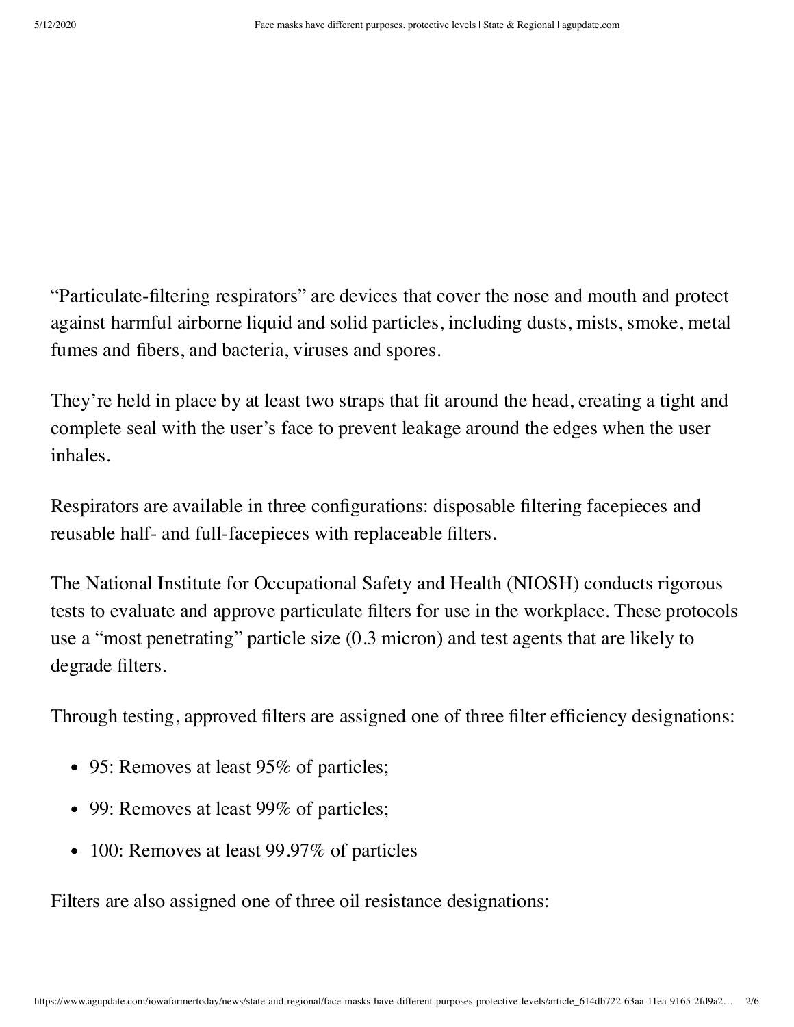"Particulate-filtering respirators" are devices that cover the nose and mouth and protect against harmful airborne liquid and solid particles, including dusts, mists, smoke, metal fumes and fibers, and bacteria, viruses and spores.

They're held in place by at least two straps that fit around the head, creating a tight and complete seal with the user's face to prevent leakage around the edges when the user inhales.

Respirators are available in three configurations: disposable filtering facepieces and reusable half- and full-facepieces with replaceable filters.

The National Institute for Occupational Safety and Health (NIOSH) conducts rigorous tests to evaluate and approve particulate filters for use in the workplace. These protocols use a "most penetrating" particle size (0.3 micron) and test agents that are likely to degrade filters.

Through testing, approved filters are assigned one of three filter efficiency designations:

- 95: Removes at least 95% of particles;
- 99: Removes at least 99% of particles;
- 100: Removes at least 99.97% of particles

Filters are also assigned one of three oil resistance designations: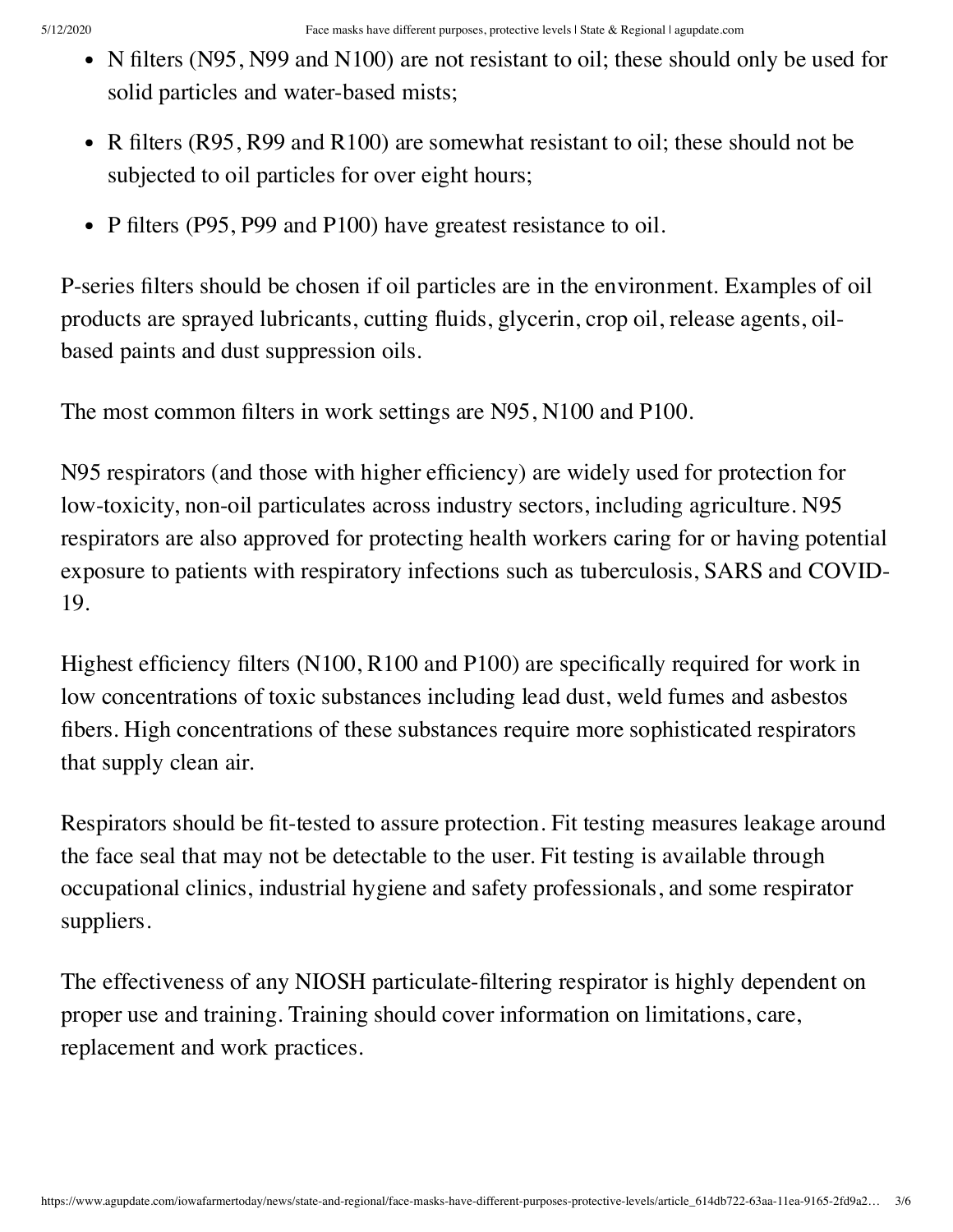- N filters (N95, N99 and N100) are not resistant to oil; these should only be used for solid particles and water-based mists;
- R filters (R95, R99 and R100) are somewhat resistant to oil; these should not be subjected to oil particles for over eight hours;
- P filters (P95, P99 and P100) have greatest resistance to oil.

P-series filters should be chosen if oil particles are in the environment. Examples of oil products are sprayed lubricants, cutting fluids, glycerin, crop oil, release agents, oil-based paints and dust suppression oils.

The most common filters in work settings are N95, N100 and P100.

N95 respirators (and those with higher efficiency) are widely used for protection for low-toxicity, non-oil particulates across industry sectors, including agriculture. N95 respirators are also approved for protecting health workers caring for or having potential exposure to patients with respiratory infections such as tuberculosis, SARS and COVID-19.

Highest efficiency filters (N100, R100 and P100) are specifically required for work in low concentrations of toxic substances including lead dust, weld fumes and asbestos fibers. High concentrations of these substances require more sophisticated respirators that supply clean air.

Respirators should be fit-tested to assure protection. Fit testing measures leakage around the face seal that may not be detectable to the user. Fit testing is available through occupational clinics, industrial hygiene and safety professionals, and some respirator suppliers.

The effectiveness of any NIOSH particulate-filtering respirator is highly dependent on proper use and training. Training should cover information on limitations, care, replacement and work practices.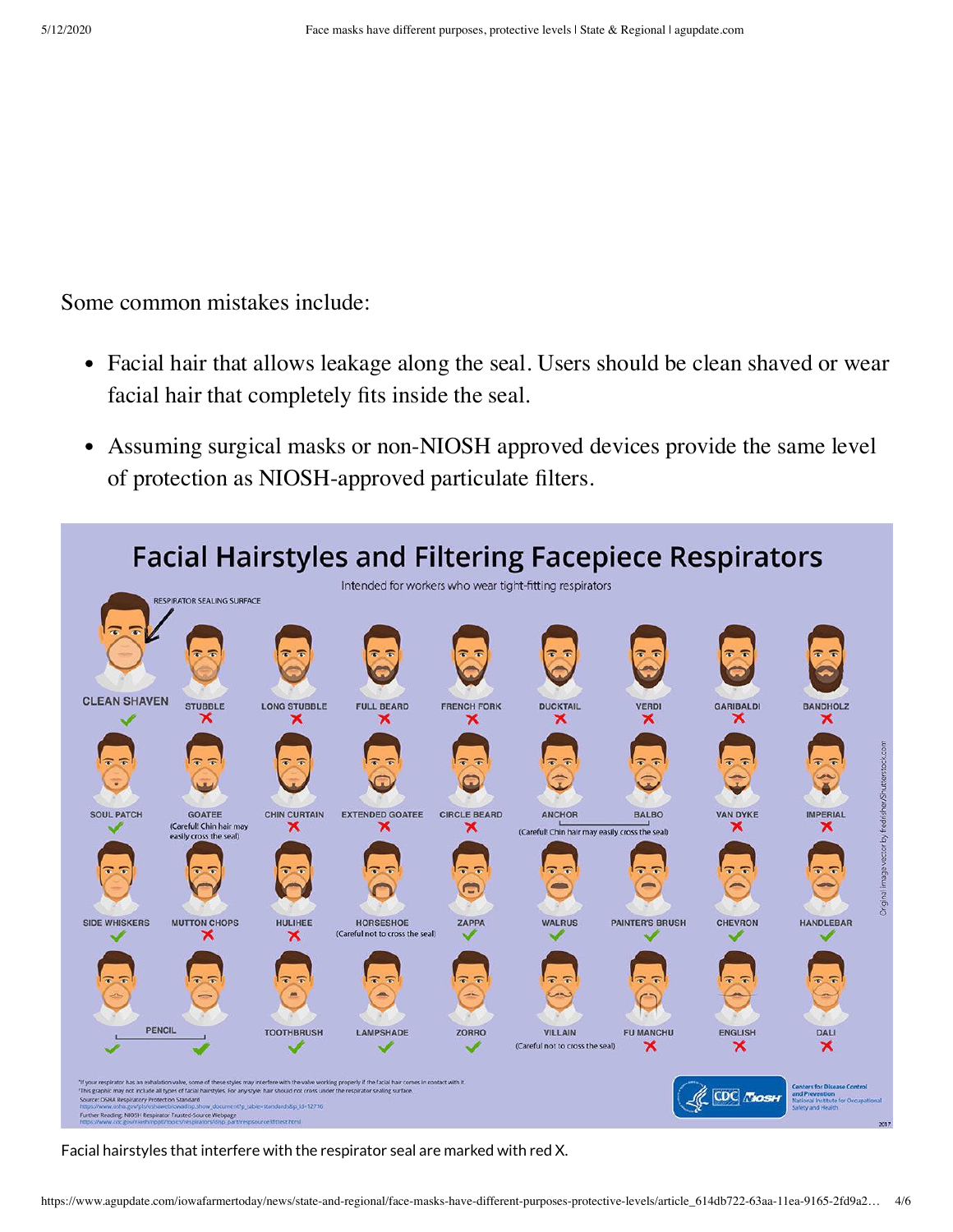Some common mistakes include:

- Facial hair that allows leakage along the seal. Users should be clean shaved or wear facial hair that completely fits inside the seal.
- Assuming surgical masks or non-NIOSH approved devices provide the same level of protection as NIOSH-approved particulate filters.

Facial hairstyles that interfere with the respirator seal are marked with red X.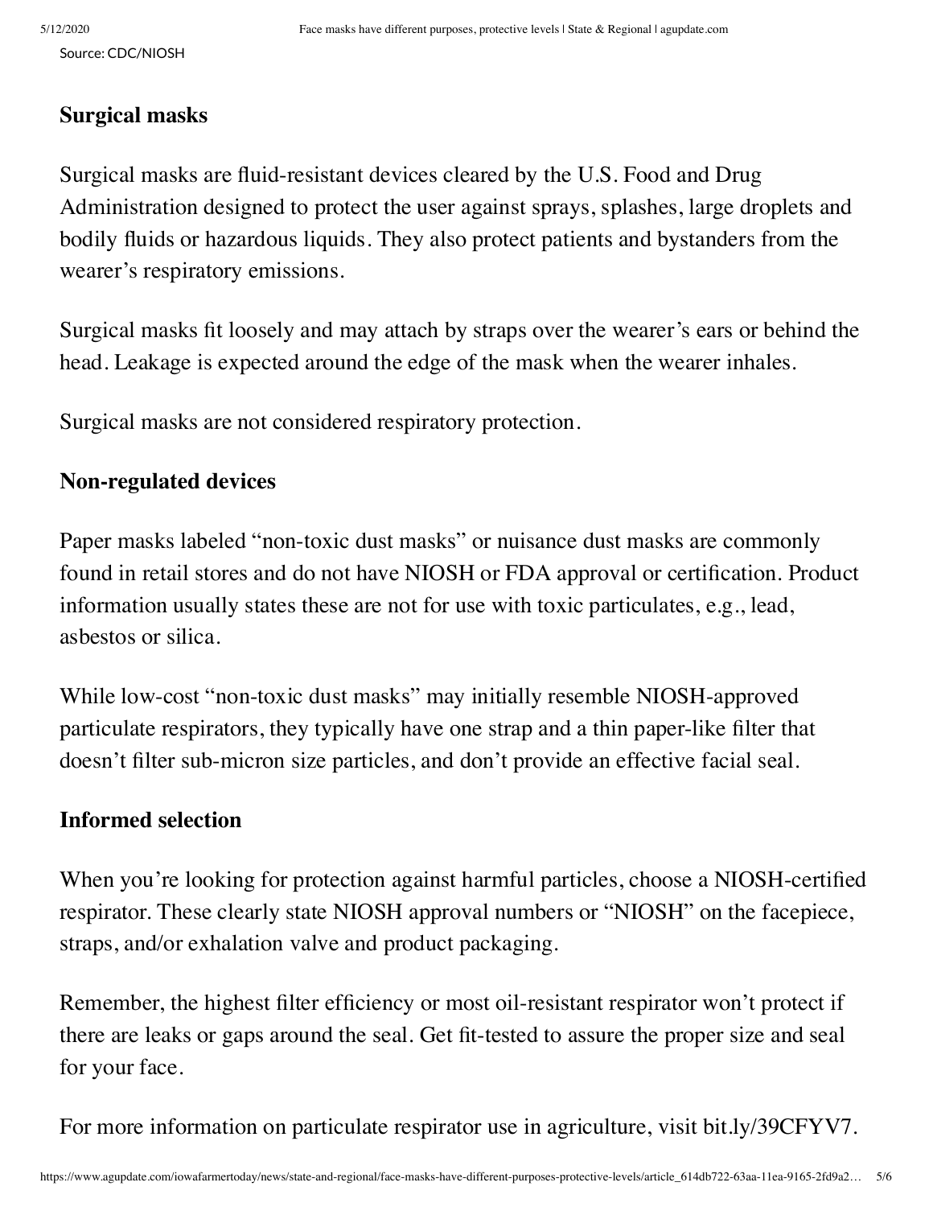Source: CDC/NIOSH

### Surgical masks

Surgical masks are fluid-resistant devices cleared by the U.S. Food and Drug Administration designed to protect the user against sprays, splashes, large droplets and bodily fluids or hazardous liquids. They also protect patients and bystanders from the wearer's respiratory emissions.

Surgical masks fit loosely and may attach by straps over the wearer's ears or behind the head. Leakage is expected around the edge of the mask when the wearer inhales.

Surgical masks are not considered respiratory protection.

### Non-regulated devices

Paper masks labeled "non-toxic dust masks" or nuisance dust masks are commonly found in retail stores and do not have NIOSH or FDA approval or certification. Product information usually states these are not for use with toxic particulates, e.g., lead, asbestos or silica.

While low-cost "non-toxic dust masks" may initially resemble NIOSH-approved particulate respirators, they typically have one strap and a thin paper-like filter that doesn't filter sub-micron size particles, and don't provide an effective facial seal.

### Informed selection

When you're looking for protection against harmful particles, choose a NIOSH-certified respirator. These clearly state NIOSH approval numbers or "NIOSH" on the facepiece, straps, and/or exhalation valve and product packaging.

Remember, the highest filter efficiency or most oil-resistant respirator won't protect if there are leaks or gaps around the seal. Get fit-tested to assure the proper size and seal for your face.

For more information on particulate respirator use in agriculture, visit bit.ly/39CFYV7.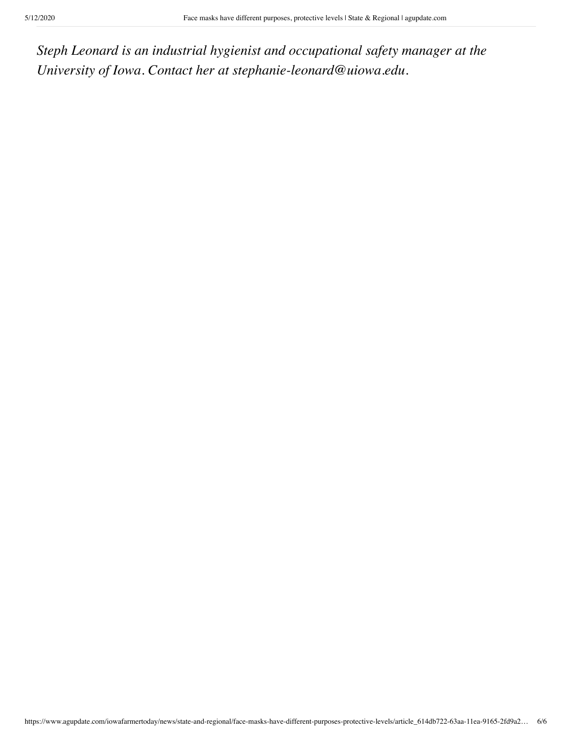*Steph Leonard is an industrial hygienist and occupational safety manager at the University of Iowa. Contact her at stephanie-leonard@uiowa.edu.*